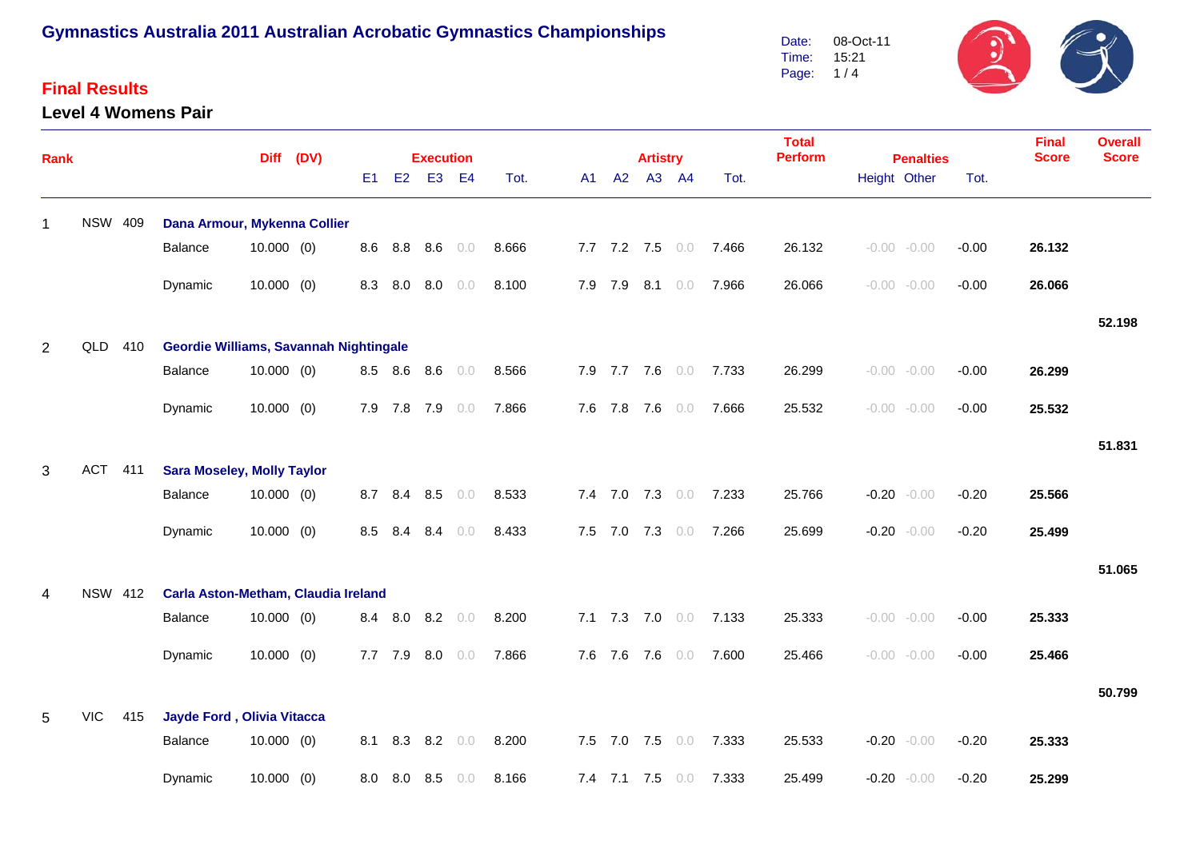# Gymnastics Australia 2011 Australian Acrobatic Gymnastics Championships

Date: 08-Oct-11
Time: 15:21

## Final Results

### Level 4 Womens Pair

| Rank | | | | Diff | (DV) | Execution E1 | E2 | E3 | E4 | Tot. | Artistry A1 | A2 | A3 | A4 | Tot. | Total Perform | Penalties Height | Other | Tot. | Final Score | Overall Score |
|---|---|---|---|---|---|---|---|---|---|---|---|---|---|---|---|---|---|---|---|---|---|
| 1 | NSW | 409 | **Dana Armour, Mykenna Collier** | | | | | | | | | | | | | | | | | | |
| | | | Balance | 10.000 | (0) | 8.6 | 8.8 | 8.6 | 0.0 | 8.666 | 7.7 | 7.2 | 7.5 | 0.0 | 7.466 | 26.132 | -0.00 | -0.00 | -0.00 | **26.132** | |
| | | | Dynamic | 10.000 | (0) | 8.3 | 8.0 | 8.0 | 0.0 | 8.100 | 7.9 | 7.9 | 8.1 | 0.0 | 7.966 | 26.066 | -0.00 | -0.00 | -0.00 | **26.066** | |
| | | | | | | | | | | | | | | | | | | | | | **52.198** |
| 2 | QLD | 410 | **Geordie Williams, Savannah Nightingale** | | | | | | | | | | | | | | | | | | |
| | | | Balance | 10.000 | (0) | 8.5 | 8.6 | 8.6 | 0.0 | 8.566 | 7.9 | 7.7 | 7.6 | 0.0 | 7.733 | 26.299 | -0.00 | -0.00 | -0.00 | **26.299** | |
| | | | Dynamic | 10.000 | (0) | 7.9 | 7.8 | 7.9 | 0.0 | 7.866 | 7.6 | 7.8 | 7.6 | 0.0 | 7.666 | 25.532 | -0.00 | -0.00 | -0.00 | **25.532** | |
| | | | | | | | | | | | | | | | | | | | | | **51.831** |
| 3 | ACT | 411 | **Sara Moseley, Molly Taylor** | | | | | | | | | | | | | | | | | | |
| | | | Balance | 10.000 | (0) | 8.7 | 8.4 | 8.5 | 0.0 | 8.533 | 7.4 | 7.0 | 7.3 | 0.0 | 7.233 | 25.766 | -0.20 | -0.00 | -0.20 | **25.566** | |
| | | | Dynamic | 10.000 | (0) | 8.5 | 8.4 | 8.4 | 0.0 | 8.433 | 7.5 | 7.0 | 7.3 | 0.0 | 7.266 | 25.699 | -0.20 | -0.00 | -0.20 | **25.499** | |
| | | | | | | | | | | | | | | | | | | | | | **51.065** |
| 4 | NSW | 412 | **Carla Aston-Metham, Claudia Ireland** | | | | | | | | | | | | | | | | | | |
| | | | Balance | 10.000 | (0) | 8.4 | 8.0 | 8.2 | 0.0 | 8.200 | 7.1 | 7.3 | 7.0 | 0.0 | 7.133 | 25.333 | -0.00 | -0.00 | -0.00 | **25.333** | |
| | | | Dynamic | 10.000 | (0) | 7.7 | 7.9 | 8.0 | 0.0 | 7.866 | 7.6 | 7.6 | 7.6 | 0.0 | 7.600 | 25.466 | -0.00 | -0.00 | -0.00 | **25.466** | |
| | | | | | | | | | | | | | | | | | | | | | **50.799** |
| 5 | VIC | 415 | **Jayde Ford , Olivia Vitacca** | | | | | | | | | | | | | | | | | | |
| | | | Balance | 10.000 | (0) | 8.1 | 8.3 | 8.2 | 0.0 | 8.200 | 7.5 | 7.0 | 7.5 | 0.0 | 7.333 | 25.533 | -0.20 | -0.00 | -0.20 | **25.333** | |
| | | | Dynamic | 10.000 | (0) | 8.0 | 8.0 | 8.5 | 0.0 | 8.166 | 7.4 | 7.1 | 7.5 | 0.0 | 7.333 | 25.499 | -0.20 | -0.00 | -0.20 | **25.299** | |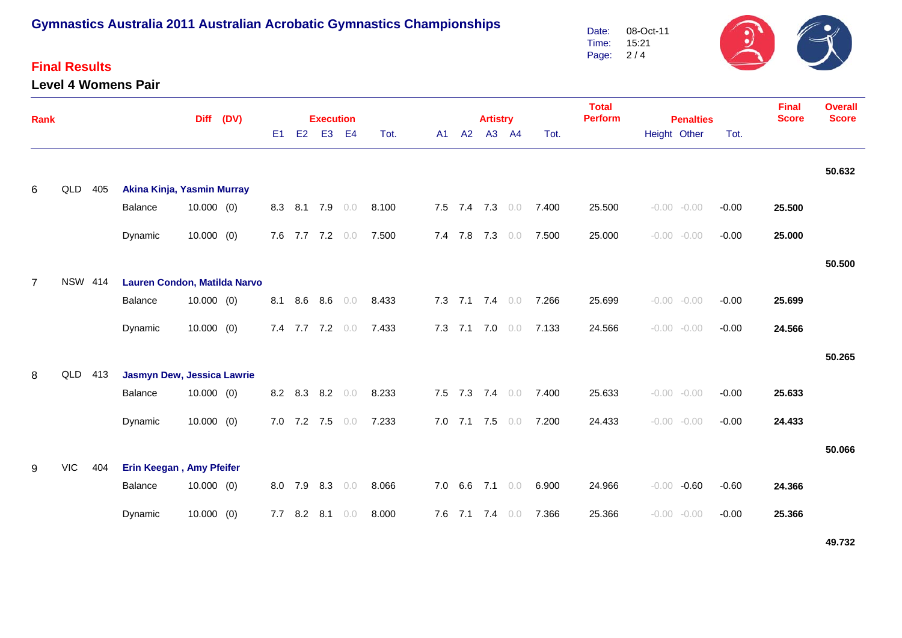# Gymnastics Australia 2011 Australian Acrobatic Gymnastics Championships

Date: 08-Oct-11
Time: 15:21

## Final Results

### Level 4 Womens Pair

| Rank | | | | Diff | (DV) | Execution E1 | E2 | E3 | E4 | Tot. | Artistry A1 | A2 | A3 | A4 | Tot. | Total Perform | Penalties Height | Other | Tot. | Final Score | Overall Score |
|---|---|---|---|---|---|---|---|---|---|---|---|---|---|---|---|---|---|---|---|---|---|
| | | | | | | | | | | | | | | | | | | | | | 50.632 |
| 6 | QLD | 405 | Akina Kinja, Yasmin Murray | | | | | | | | | | | | | | | | | | |
| | | | Balance | 10.000 | (0) | 8.3 | 8.1 | 7.9 | 0.0 | 8.100 | 7.5 | 7.4 | 7.3 | 0.0 | 7.400 | 25.500 | -0.00 | -0.00 | -0.00 | 25.500 | |
| | | | Dynamic | 10.000 | (0) | 7.6 | 7.7 | 7.2 | 0.0 | 7.500 | 7.4 | 7.8 | 7.3 | 0.0 | 7.500 | 25.000 | -0.00 | -0.00 | -0.00 | 25.000 | |
| | | | | | | | | | | | | | | | | | | | | | 50.500 |
| 7 | NSW | 414 | Lauren Condon, Matilda Narvo | | | | | | | | | | | | | | | | | | |
| | | | Balance | 10.000 | (0) | 8.1 | 8.6 | 8.6 | 0.0 | 8.433 | 7.3 | 7.1 | 7.4 | 0.0 | 7.266 | 25.699 | -0.00 | -0.00 | -0.00 | 25.699 | |
| | | | Dynamic | 10.000 | (0) | 7.4 | 7.7 | 7.2 | 0.0 | 7.433 | 7.3 | 7.1 | 7.0 | 0.0 | 7.133 | 24.566 | -0.00 | -0.00 | -0.00 | 24.566 | |
| | | | | | | | | | | | | | | | | | | | | | 50.265 |
| 8 | QLD | 413 | Jasmyn Dew, Jessica Lawrie | | | | | | | | | | | | | | | | | | |
| | | | Balance | 10.000 | (0) | 8.2 | 8.3 | 8.2 | 0.0 | 8.233 | 7.5 | 7.3 | 7.4 | 0.0 | 7.400 | 25.633 | -0.00 | -0.00 | -0.00 | 25.633 | |
| | | | Dynamic | 10.000 | (0) | 7.0 | 7.2 | 7.5 | 0.0 | 7.233 | 7.0 | 7.1 | 7.5 | 0.0 | 7.200 | 24.433 | -0.00 | -0.00 | -0.00 | 24.433 | |
| | | | | | | | | | | | | | | | | | | | | | 50.066 |
| 9 | VIC | 404 | Erin Keegan , Amy Pfeifer | | | | | | | | | | | | | | | | | | |
| | | | Balance | 10.000 | (0) | 8.0 | 7.9 | 8.3 | 0.0 | 8.066 | 7.0 | 6.6 | 7.1 | 0.0 | 6.900 | 24.966 | -0.00 | -0.60 | -0.60 | 24.366 | |
| | | | Dynamic | 10.000 | (0) | 7.7 | 8.2 | 8.1 | 0.0 | 8.000 | 7.6 | 7.1 | 7.4 | 0.0 | 7.366 | 25.366 | -0.00 | -0.00 | -0.00 | 25.366 | |
| | | | | | | | | | | | | | | | | | | | | | 49.732 |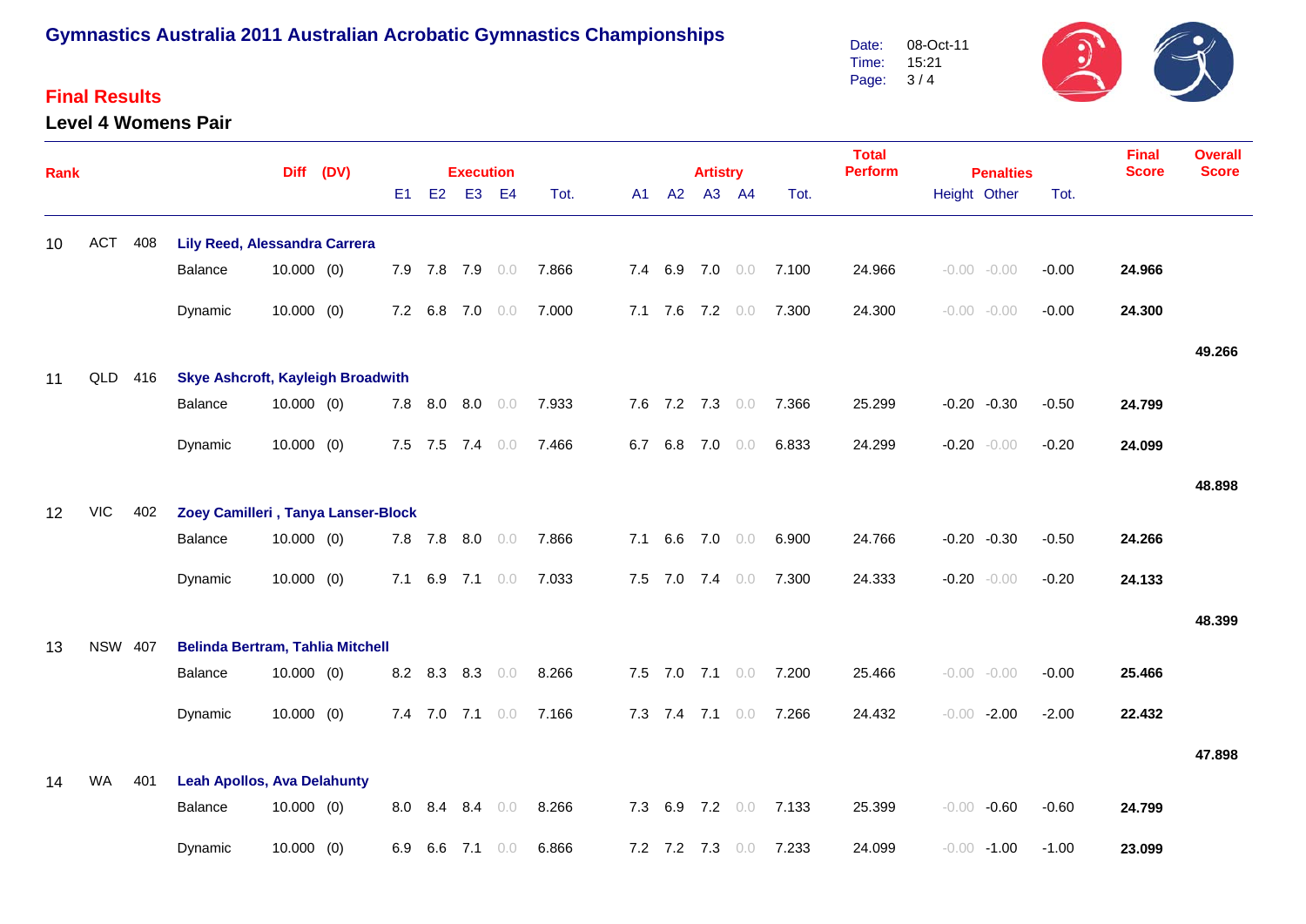# Gymnastics Australia 2011 Australian Acrobatic Gymnastics Championships

Date: 08-Oct-11
Time: 15:21

## Final Results

### Level 4 Womens Pair

| Rank | | | | Diff | (DV) | Execution E1 | E2 | E3 | E4 | Tot. | Artistry A1 | A2 | A3 | A4 | Tot. | Total Perform | Penalties Height | Other | Tot. | Final Score | Overall Score |
|---|---|---|---|---|---|---|---|---|---|---|---|---|---|---|---|---|---|---|---|---|---|
| 10 | ACT | 408 | Lily Reed, Alessandra Carrera | | | | | | | | | | | | | | | | | | |
| | | | Balance | 10.000 | (0) | 7.9 | 7.8 | 7.9 | 0.0 | 7.866 | 7.4 | 6.9 | 7.0 | 0.0 | 7.100 | 24.966 | -0.00 | -0.00 | -0.00 | **24.966** | |
| | | | Dynamic | 10.000 | (0) | 7.2 | 6.8 | 7.0 | 0.0 | 7.000 | 7.1 | 7.6 | 7.2 | 0.0 | 7.300 | 24.300 | -0.00 | -0.00 | -0.00 | **24.300** | |
| | | | | | | | | | | | | | | | | | | | | | **49.266** |
| 11 | QLD | 416 | Skye Ashcroft, Kayleigh Broadwith | | | | | | | | | | | | | | | | | | |
| | | | Balance | 10.000 | (0) | 7.8 | 8.0 | 8.0 | 0.0 | 7.933 | 7.6 | 7.2 | 7.3 | 0.0 | 7.366 | 25.299 | -0.20 | -0.30 | -0.50 | **24.799** | |
| | | | Dynamic | 10.000 | (0) | 7.5 | 7.5 | 7.4 | 0.0 | 7.466 | 6.7 | 6.8 | 7.0 | 0.0 | 6.833 | 24.299 | -0.20 | -0.00 | -0.20 | **24.099** | |
| | | | | | | | | | | | | | | | | | | | | | **48.898** |
| 12 | VIC | 402 | Zoey Camilleri , Tanya Lanser-Block | | | | | | | | | | | | | | | | | | |
| | | | Balance | 10.000 | (0) | 7.8 | 7.8 | 8.0 | 0.0 | 7.866 | 7.1 | 6.6 | 7.0 | 0.0 | 6.900 | 24.766 | -0.20 | -0.30 | -0.50 | **24.266** | |
| | | | Dynamic | 10.000 | (0) | 7.1 | 6.9 | 7.1 | 0.0 | 7.033 | 7.5 | 7.0 | 7.4 | 0.0 | 7.300 | 24.333 | -0.20 | -0.00 | -0.20 | **24.133** | |
| | | | | | | | | | | | | | | | | | | | | | **48.399** |
| 13 | NSW | 407 | Belinda Bertram, Tahlia Mitchell | | | | | | | | | | | | | | | | | | |
| | | | Balance | 10.000 | (0) | 8.2 | 8.3 | 8.3 | 0.0 | 8.266 | 7.5 | 7.0 | 7.1 | 0.0 | 7.200 | 25.466 | -0.00 | -0.00 | -0.00 | **25.466** | |
| | | | Dynamic | 10.000 | (0) | 7.4 | 7.0 | 7.1 | 0.0 | 7.166 | 7.3 | 7.4 | 7.1 | 0.0 | 7.266 | 24.432 | -0.00 | -2.00 | -2.00 | **22.432** | |
| | | | | | | | | | | | | | | | | | | | | | **47.898** |
| 14 | WA | 401 | Leah Apollos, Ava Delahunty | | | | | | | | | | | | | | | | | | |
| | | | Balance | 10.000 | (0) | 8.0 | 8.4 | 8.4 | 0.0 | 8.266 | 7.3 | 6.9 | 7.2 | 0.0 | 7.133 | 25.399 | -0.00 | -0.60 | -0.60 | **24.799** | |
| | | | Dynamic | 10.000 | (0) | 6.9 | 6.6 | 7.1 | 0.0 | 6.866 | 7.2 | 7.2 | 7.3 | 0.0 | 7.233 | 24.099 | -0.00 | -1.00 | -1.00 | **23.099** | |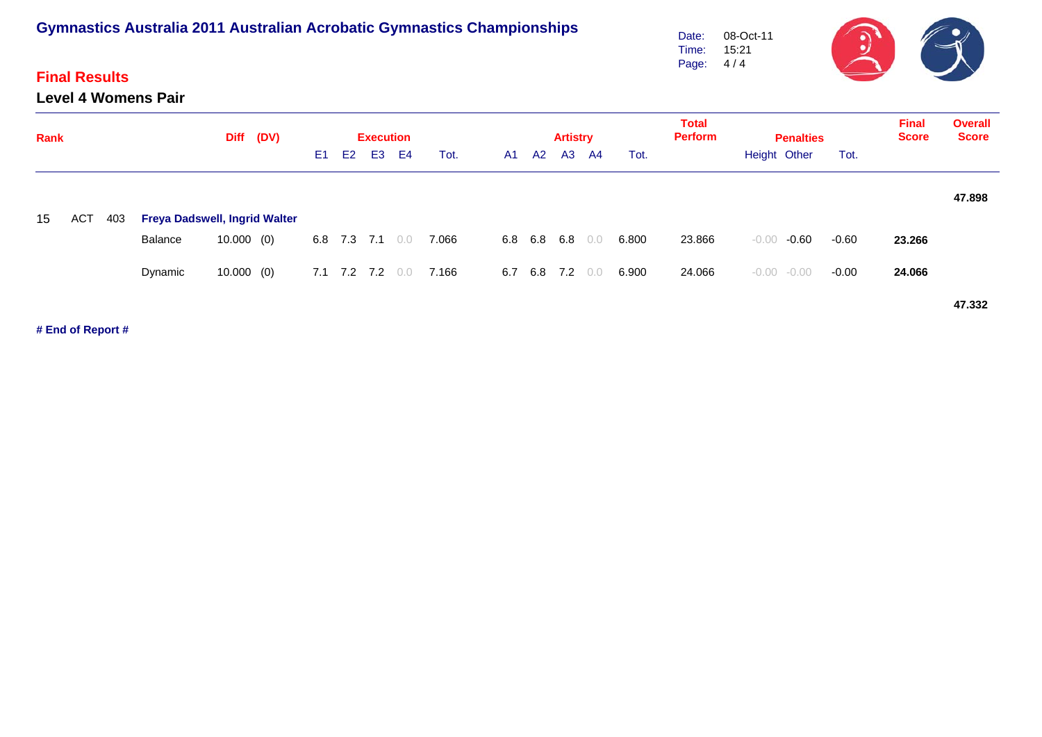# Gymnastics Australia 2011 Australian Acrobatic Gymnastics Championships

Date: 08-Oct-11
Time: 15:21

## Final Results

### Level 4 Womens Pair

| Rank | | | | Diff | (DV) | Execution | | | | | Artistry | | | | | Total Perform | Penalties | | | Final Score | Overall Score |
|---|---|---|---|---|---|---|---|---|---|---|---|---|---|---|---|---|---|---|---|---|---|
| | | | | | | E1 | E2 | E3 | E4 | Tot. | A1 | A2 | A3 | A4 | Tot. | | Height | Other | Tot. | | |
| | | | | | | | | | | | | | | | | | | | | | **47.898** |
| 15 | ACT | 403 | **Freya Dadswell, Ingrid Walter** | | | | | | | | | | | | | | | | | | |
| | | | Balance | 10.000 | (0) | 6.8 | 7.3 | 7.1 | 0.0 | 7.066 | 6.8 | 6.8 | 6.8 | 0.0 | 6.800 | 23.866 | -0.00 | -0.60 | -0.60 | **23.266** | |
| | | | Dynamic | 10.000 | (0) | 7.1 | 7.2 | 7.2 | 0.0 | 7.166 | 6.7 | 6.8 | 7.2 | 0.0 | 6.900 | 24.066 | -0.00 | -0.00 | -0.00 | **24.066** | |
| | | | | | | | | | | | | | | | | | | | | | **47.332** |

**# End of Report #**